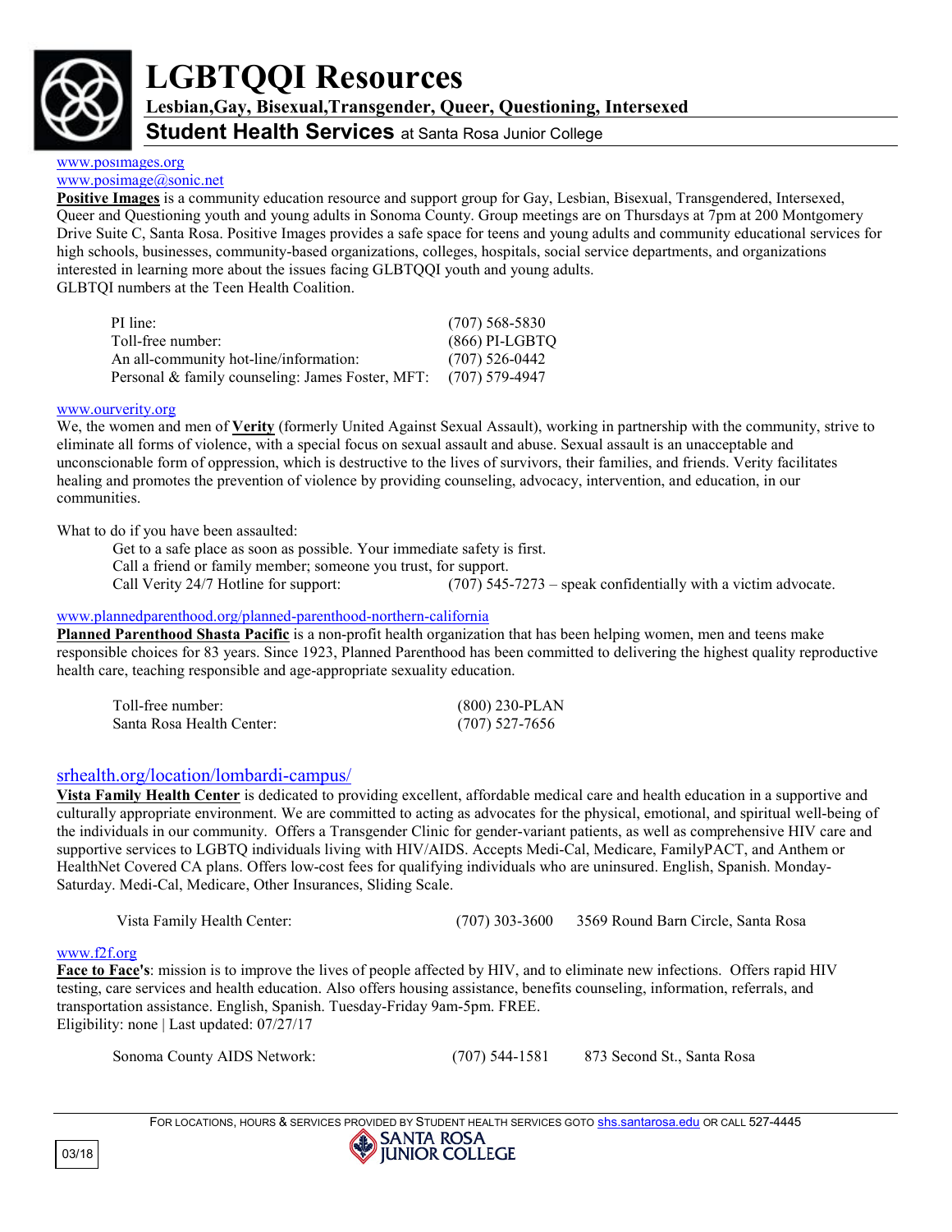# LGBTQQI Resources

**Lesbian,Gay, Bisexual,Transgender, Queer, Questioning, Intersexed**

## Student Health Services at Santa Rosa Junior College

www.posimages.org
www.posimage@sonic.net

**Positive Images** is a community education resource and support group for Gay, Lesbian, Bisexual, Transgendered, Intersexed, Queer and Questioning youth and young adults in Sonoma County. Group meetings are on Thursdays at 7pm at 200 Montgomery Drive Suite C, Santa Rosa. Positive Images provides a safe space for teens and young adults and community educational services for high schools, businesses, community-based organizations, colleges, hospitals, social service departments, and organizations interested in learning more about the issues facing GLBTQQI youth and young adults.
GLBTQI numbers at the Teen Health Coalition.

| | |
|---|---|
| PI line: | (707) 568-5830 |
| Toll-free number: | (866) PI-LGBTQ |
| An all-community hot-line/information: | (707) 526-0442 |
| Personal & family counseling: James Foster, MFT: | (707) 579-4947 |

www.ourverity.org

We, the women and men of **Verity** (formerly United Against Sexual Assault), working in partnership with the community, strive to eliminate all forms of violence, with a special focus on sexual assault and abuse. Sexual assault is an unacceptable and unconscionable form of oppression, which is destructive to the lives of survivors, their families, and friends. Verity facilitates healing and promotes the prevention of violence by providing counseling, advocacy, intervention, and education, in our communities.

What to do if you have been assaulted:

- Get to a safe place as soon as possible. Your immediate safety is first.
- Call a friend or family member; someone you trust, for support.
- Call Verity 24/7 Hotline for support: (707) 545-7273 – speak confidentially with a victim advocate.

www.plannedparenthood.org/planned-parenthood-northern-california

**Planned Parenthood Shasta Pacific** is a non-profit health organization that has been helping women, men and teens make responsible choices for 83 years. Since 1923, Planned Parenthood has been committed to delivering the highest quality reproductive health care, teaching responsible and age-appropriate sexuality education.

| | |
|---|---|
| Toll-free number: | (800) 230-PLAN |
| Santa Rosa Health Center: | (707) 527-7656 |

srhealth.org/location/lombardi-campus/

**Vista Family Health Center** is dedicated to providing excellent, affordable medical care and health education in a supportive and culturally appropriate environment. We are committed to acting as advocates for the physical, emotional, and spiritual well-being of the individuals in our community. Offers a Transgender Clinic for gender-variant patients, as well as comprehensive HIV care and supportive services to LGBTQ individuals living with HIV/AIDS. Accepts Medi-Cal, Medicare, FamilyPACT, and Anthem or HealthNet Covered CA plans. Offers low-cost fees for qualifying individuals who are uninsured. English, Spanish. Monday-Saturday. Medi-Cal, Medicare, Other Insurances, Sliding Scale.

| | | |
|---|---|---|
| Vista Family Health Center: | (707) 303-3600 | 3569 Round Barn Circle, Santa Rosa |

www.f2f.org

**Face to Face's**: mission is to improve the lives of people affected by HIV, and to eliminate new infections. Offers rapid HIV testing, care services and health education. Also offers housing assistance, benefits counseling, information, referrals, and transportation assistance. English, Spanish. Tuesday-Friday 9am-5pm. FREE.
Eligibility: none | Last updated: 07/27/17

| | | |
|---|---|---|
| Sonoma County AIDS Network: | (707) 544-1581 | 873 Second St., Santa Rosa |

For locations, hours & services provided by Student Health Services goto shs.santarosa.edu or call 527-4445

Santa Rosa Junior College

03/18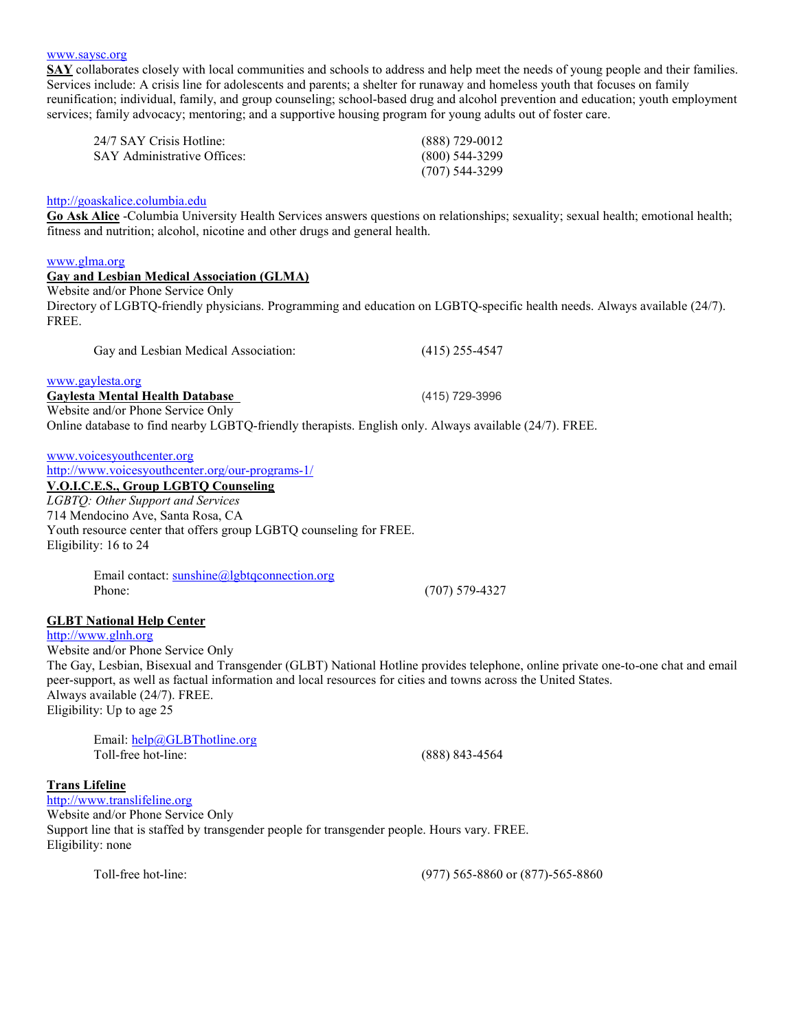www.saysc.org

**SAY** collaborates closely with local communities and schools to address and help meet the needs of young people and their families. Services include: A crisis line for adolescents and parents; a shelter for runaway and homeless youth that focuses on family reunification; individual, family, and group counseling; school-based drug and alcohol prevention and education; youth employment services; family advocacy; mentoring; and a supportive housing program for young adults out of foster care.

| | |
|---|---|
| 24/7 SAY Crisis Hotline: | (888) 729-0012 |
| SAY Administrative Offices: | (800) 544-3299 |
| | (707) 544-3299 |

http://goaskalice.columbia.edu

**Go Ask Alice** -Columbia University Health Services answers questions on relationships; sexuality; sexual health; emotional health; fitness and nutrition; alcohol, nicotine and other drugs and general health.

www.glma.org

**Gay and Lesbian Medical Association (GLMA)**

Website and/or Phone Service Only

Directory of LGBTQ-friendly physicians. Programming and education on LGBTQ-specific health needs. Always available (24/7). FREE.

| | |
|---|---|
| Gay and Lesbian Medical Association: | (415) 255-4547 |

www.gaylesta.org

**Gaylesta Mental Health Database** (415) 729-3996

Website and/or Phone Service Only

Online database to find nearby LGBTQ-friendly therapists. English only. Always available (24/7). FREE.

www.voicesyouthcenter.org

http://www.voicesyouthcenter.org/our-programs-1/

**V.O.I.C.E.S., Group LGBTQ Counseling**

*LGBTQ: Other Support and Services*

714 Mendocino Ave, Santa Rosa, CA

Youth resource center that offers group LGBTQ counseling for FREE.

Eligibility: 16 to 24

Email contact: sunshine@lgbtqconnection.org

Phone: (707) 579-4327

**GLBT National Help Center**

http://www.glnh.org

Website and/or Phone Service Only

The Gay, Lesbian, Bisexual and Transgender (GLBT) National Hotline provides telephone, online private one-to-one chat and email peer-support, as well as factual information and local resources for cities and towns across the United States.

Always available (24/7). FREE.

Eligibility: Up to age 25

Email: help@GLBThotline.org

Toll-free hot-line: (888) 843-4564

**Trans Lifeline**

http://www.translifeline.org

Website and/or Phone Service Only

Support line that is staffed by transgender people for transgender people. Hours vary. FREE.

Eligibility: none

Toll-free hot-line: (977) 565-8860 or (877)-565-8860